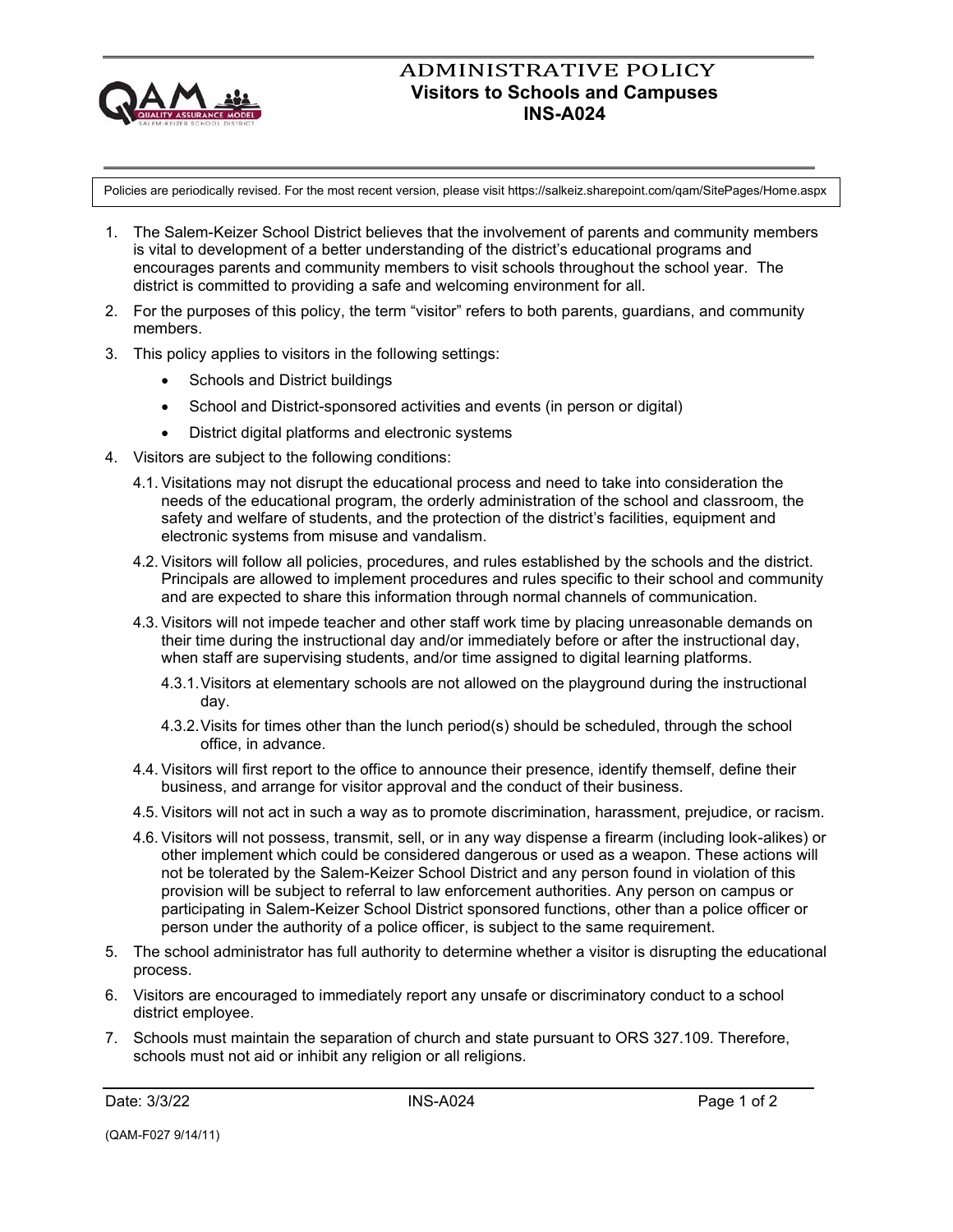# ADMINISTRATIVE POLICY
## Visitors to Schools and Campuses
## INS-A024

Policies are periodically revised. For the most recent version, please visit https://salkeiz.sharepoint.com/qam/SitePages/Home.aspx

1. The Salem-Keizer School District believes that the involvement of parents and community members is vital to development of a better understanding of the district's educational programs and encourages parents and community members to visit schools throughout the school year. The district is committed to providing a safe and welcoming environment for all.
2. For the purposes of this policy, the term "visitor" refers to both parents, guardians, and community members.
3. This policy applies to visitors in the following settings:
   - Schools and District buildings
   - School and District-sponsored activities and events (in person or digital)
   - District digital platforms and electronic systems
4. Visitors are subject to the following conditions:

   4.1. Visitations may not disrupt the educational process and need to take into consideration the needs of the educational program, the orderly administration of the school and classroom, the safety and welfare of students, and the protection of the district's facilities, equipment and electronic systems from misuse and vandalism.

   4.2. Visitors will follow all policies, procedures, and rules established by the schools and the district. Principals are allowed to implement procedures and rules specific to their school and community and are expected to share this information through normal channels of communication.

   4.3. Visitors will not impede teacher and other staff work time by placing unreasonable demands on their time during the instructional day and/or immediately before or after the instructional day, when staff are supervising students, and/or time assigned to digital learning platforms.

   4.3.1. Visitors at elementary schools are not allowed on the playground during the instructional day.

   4.3.2. Visits for times other than the lunch period(s) should be scheduled, through the school office, in advance.

   4.4. Visitors will first report to the office to announce their presence, identify themself, define their business, and arrange for visitor approval and the conduct of their business.

   4.5. Visitors will not act in such a way as to promote discrimination, harassment, prejudice, or racism.

   4.6. Visitors will not possess, transmit, sell, or in any way dispense a firearm (including look-alikes) or other implement which could be considered dangerous or used as a weapon. These actions will not be tolerated by the Salem-Keizer School District and any person found in violation of this provision will be subject to referral to law enforcement authorities. Any person on campus or participating in Salem-Keizer School District sponsored functions, other than a police officer or person under the authority of a police officer, is subject to the same requirement.
5. The school administrator has full authority to determine whether a visitor is disrupting the educational process.
6. Visitors are encouraged to immediately report any unsafe or discriminatory conduct to a school district employee.
7. Schools must maintain the separation of church and state pursuant to ORS 327.109. Therefore, schools must not aid or inhibit any religion or all religions.

Date: 3/3/22

(QAM-F027 9/14/11)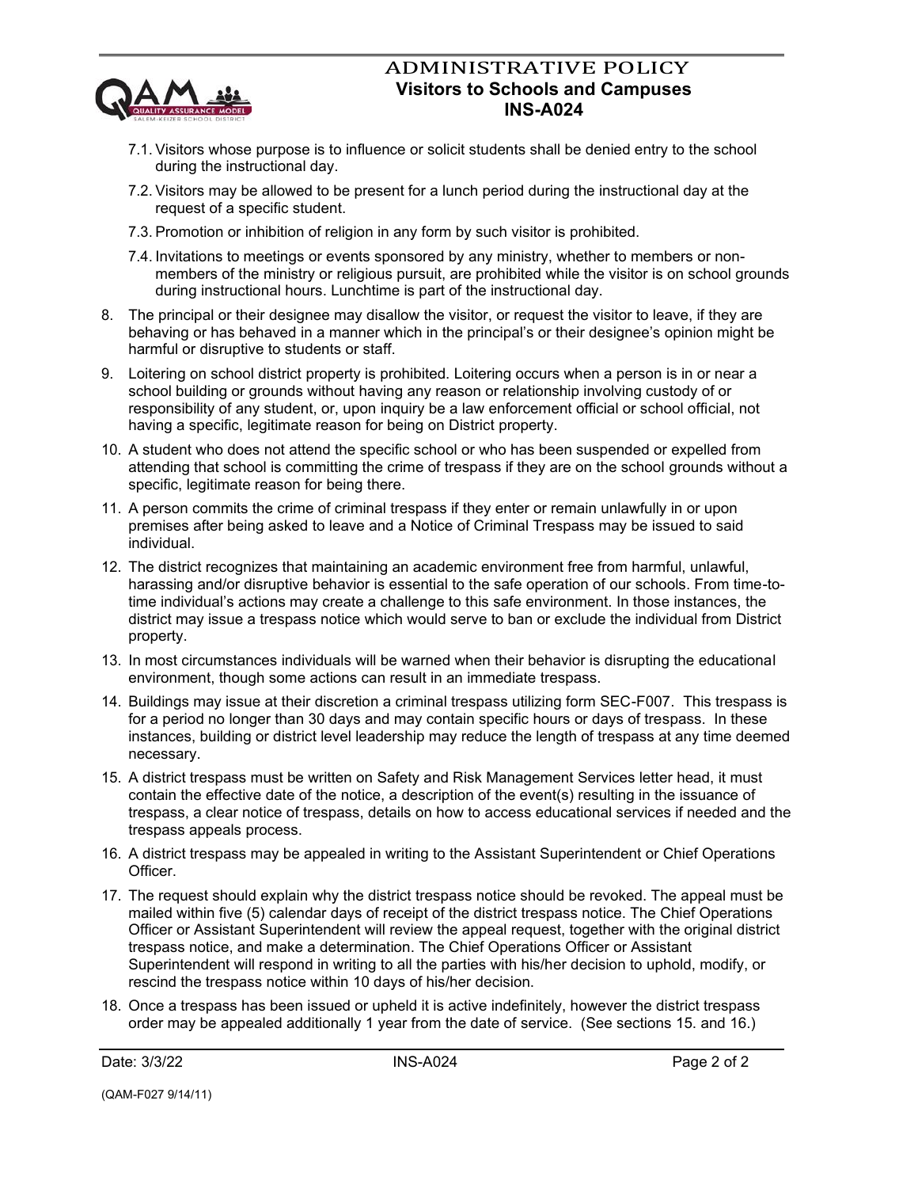7.1. Visitors whose purpose is to influence or solicit students shall be denied entry to the school during the instructional day.

7.2. Visitors may be allowed to be present for a lunch period during the instructional day at the request of a specific student.

7.3. Promotion or inhibition of religion in any form by such visitor is prohibited.

7.4. Invitations to meetings or events sponsored by any ministry, whether to members or non-members of the ministry or religious pursuit, are prohibited while the visitor is on school grounds during instructional hours. Lunchtime is part of the instructional day.

8. The principal or their designee may disallow the visitor, or request the visitor to leave, if they are behaving or has behaved in a manner which in the principal's or their designee's opinion might be harmful or disruptive to students or staff.

9. Loitering on school district property is prohibited. Loitering occurs when a person is in or near a school building or grounds without having any reason or relationship involving custody of or responsibility of any student, or, upon inquiry be a law enforcement official or school official, not having a specific, legitimate reason for being on District property.

10. A student who does not attend the specific school or who has been suspended or expelled from attending that school is committing the crime of trespass if they are on the school grounds without a specific, legitimate reason for being there.

11. A person commits the crime of criminal trespass if they enter or remain unlawfully in or upon premises after being asked to leave and a Notice of Criminal Trespass may be issued to said individual.

12. The district recognizes that maintaining an academic environment free from harmful, unlawful, harassing and/or disruptive behavior is essential to the safe operation of our schools. From time-to-time individual's actions may create a challenge to this safe environment. In those instances, the district may issue a trespass notice which would serve to ban or exclude the individual from District property.

13. In most circumstances individuals will be warned when their behavior is disrupting the educational environment, though some actions can result in an immediate trespass.

14. Buildings may issue at their discretion a criminal trespass utilizing form SEC-F007. This trespass is for a period no longer than 30 days and may contain specific hours or days of trespass. In these instances, building or district level leadership may reduce the length of trespass at any time deemed necessary.

15. A district trespass must be written on Safety and Risk Management Services letter head, it must contain the effective date of the notice, a description of the event(s) resulting in the issuance of trespass, a clear notice of trespass, details on how to access educational services if needed and the trespass appeals process.

16. A district trespass may be appealed in writing to the Assistant Superintendent or Chief Operations Officer.

17. The request should explain why the district trespass notice should be revoked. The appeal must be mailed within five (5) calendar days of receipt of the district trespass notice. The Chief Operations Officer or Assistant Superintendent will review the appeal request, together with the original district trespass notice, and make a determination. The Chief Operations Officer or Assistant Superintendent will respond in writing to all the parties with his/her decision to uphold, modify, or rescind the trespass notice within 10 days of his/her decision.

18. Once a trespass has been issued or upheld it is active indefinitely, however the district trespass order may be appealed additionally 1 year from the date of service. (See sections 15. and 16.)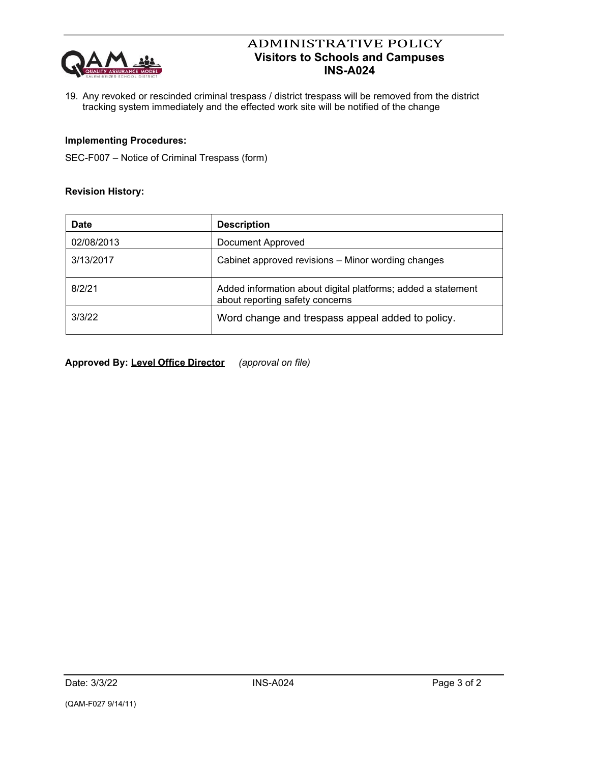19. Any revoked or rescinded criminal trespass / district trespass will be removed from the district tracking system immediately and the effected work site will be notified of the change

**Implementing Procedures:**

SEC-F007 – Notice of Criminal Trespass (form)

**Revision History:**

| Date | Description |
|---|---|
| 02/08/2013 | Document Approved |
| 3/13/2017 | Cabinet approved revisions – Minor wording changes |
| 8/2/21 | Added information about digital platforms; added a statement about reporting safety concerns |
| 3/3/22 | Word change and trespass appeal added to policy. |

**Approved By: Level Office Director** *(approval on file)*

(QAM-F027 9/14/11)